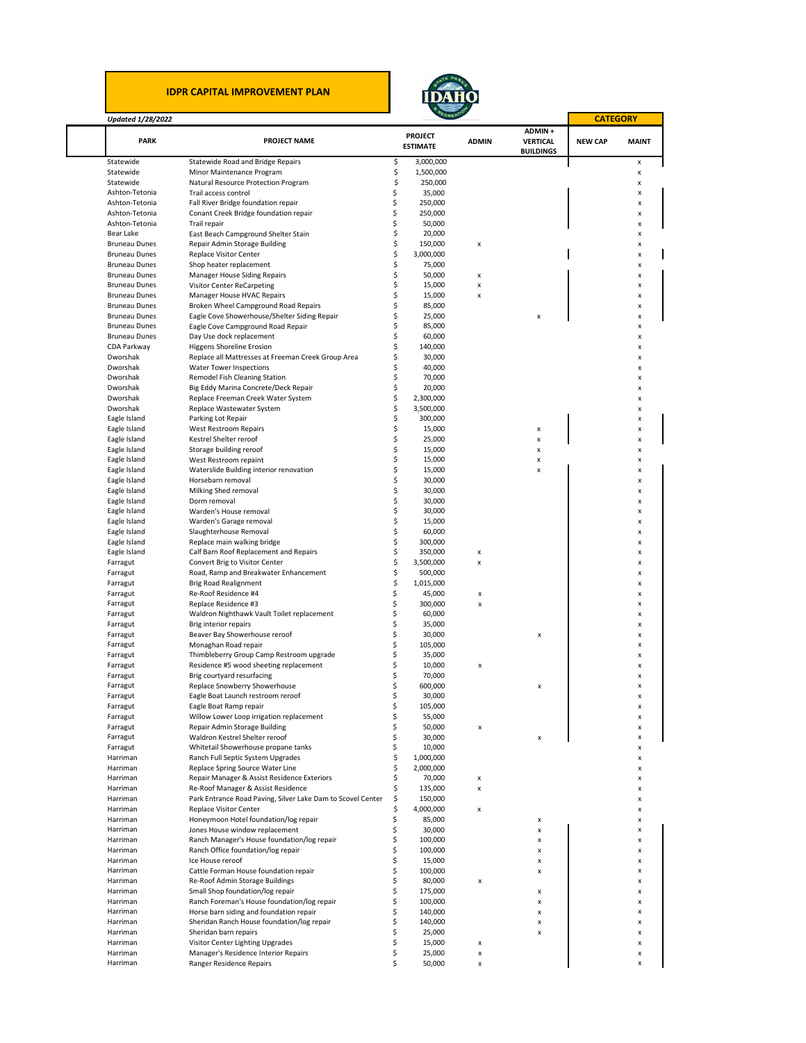# IDPR CAPITAL IMPROVEMENT PLAN

*Updated 1/28/2022*

| PARK | PROJECT NAME | PROJECT ESTIMATE | ADMIN | ADMIN + VERTICAL BUILDINGS | CATEGORY NEW CAP | CATEGORY MAINT |
|---|---|---|---|---|---|---|
| Statewide | Statewide Road and Bridge Repairs | $ 3,000,000 | | | | x |
| Statewide | Minor Maintenance Program | $ 1,500,000 | | | | x |
| Statewide | Natural Resource Protection Program | $ 250,000 | | | | x |
| Ashton-Tetonia | Trail access control | $ 35,000 | | | | x |
| Ashton-Tetonia | Fall River Bridge foundation repair | $ 250,000 | | | | x |
| Ashton-Tetonia | Conant Creek Bridge foundation repair | $ 250,000 | | | | x |
| Ashton-Tetonia | Trail repair | $ 50,000 | | | | x |
| Bear Lake | East Beach Campground Shelter Stain | $ 20,000 | | | | x |
| Bruneau Dunes | Repair Admin Storage Building | $ 150,000 | x | | | x |
| Bruneau Dunes | Replace Visitor Center | $ 3,000,000 | | | | x |
| Bruneau Dunes | Shop heater replacement | $ 75,000 | | | | x |
| Bruneau Dunes | Manager House Siding Repairs | $ 50,000 | x | | | x |
| Bruneau Dunes | Visitor Center ReCarpeting | $ 15,000 | x | | | x |
| Bruneau Dunes | Manager House HVAC Repairs | $ 15,000 | x | | | x |
| Bruneau Dunes | Broken Wheel Campground Road Repairs | $ 85,000 | | | | x |
| Bruneau Dunes | Eagle Cove Showerhouse/Shelter Siding Repair | $ 25,000 | | x | | x |
| Bruneau Dunes | Eagle Cove Campground Road Repair | $ 85,000 | | | | x |
| Bruneau Dunes | Day Use dock replacement | $ 60,000 | | | | x |
| CDA Parkway | Higgens Shoreline Erosion | $ 140,000 | | | | x |
| Dworshak | Replace all Mattresses at Freeman Creek Group Area | $ 30,000 | | | | x |
| Dworshak | Water Tower Inspections | $ 40,000 | | | | x |
| Dworshak | Remodel Fish Cleaning Station | $ 70,000 | | | | x |
| Dworshak | Big Eddy Marina Concrete/Deck Repair | $ 20,000 | | | | x |
| Dworshak | Replace Freeman Creek Water System | $ 2,300,000 | | | | x |
| Dworshak | Replace Wastewater System | $ 3,500,000 | | | | x |
| Eagle Island | Parking Lot Repair | $ 300,000 | | | | x |
| Eagle Island | West Restroom Repairs | $ 15,000 | | x | | x |
| Eagle Island | Kestrel Shelter reroof | $ 25,000 | | x | | x |
| Eagle Island | Storage building reroof | $ 15,000 | | x | | x |
| Eagle Island | West Restroom repaint | $ 15,000 | | x | | x |
| Eagle Island | Waterslide Building interior renovation | $ 15,000 | | x | | x |
| Eagle Island | Horsebarn removal | $ 30,000 | | | | x |
| Eagle Island | Milking Shed removal | $ 30,000 | | | | x |
| Eagle Island | Dorm removal | $ 30,000 | | | | x |
| Eagle Island | Warden's House removal | $ 30,000 | | | | x |
| Eagle Island | Warden's Garage removal | $ 15,000 | | | | x |
| Eagle Island | Slaughterhouse Removal | $ 60,000 | | | | x |
| Eagle Island | Replace main walking bridge | $ 300,000 | | | | x |
| Eagle Island | Calf Barn Roof Replacement and Repairs | $ 350,000 | x | | | x |
| Farragut | Convert Brig to Visitor Center | $ 3,500,000 | x | | | x |
| Farragut | Road, Ramp and Breakwater Enhancement | $ 500,000 | | | | x |
| Farragut | Brig Road Realignment | $ 1,015,000 | | | | x |
| Farragut | Re-Roof Residence #4 | $ 45,000 | x | | | x |
| Farragut | Replace Residence #3 | $ 300,000 | x | | | x |
| Farragut | Waldron Nighthawk Vault Toilet replacement | $ 60,000 | | | | x |
| Farragut | Brig interior repairs | $ 35,000 | | | | x |
| Farragut | Beaver Bay Showerhouse reroof | $ 30,000 | | x | | x |
| Farragut | Monaghan Road repair | $ 105,000 | | | | x |
| Farragut | Thimbleberry Group Camp Restroom upgrade | $ 35,000 | | | | x |
| Farragut | Residence #5 wood sheeting replacement | $ 10,000 | x | | | x |
| Farragut | Brig courtyard resurfacing | $ 70,000 | | | | x |
| Farragut | Replace Snowberry Showerhouse | $ 600,000 | | x | | x |
| Farragut | Eagle Boat Launch restroom reroof | $ 30,000 | | | | x |
| Farragut | Eagle Boat Ramp repair | $ 105,000 | | | | x |
| Farragut | Willow Lower Loop irrigation replacement | $ 55,000 | | | | x |
| Farragut | Repair Admin Storage Building | $ 50,000 | x | | | x |
| Farragut | Waldron Kestrel Shelter reroof | $ 30,000 | | x | | x |
| Farragut | Whitetail Showerhouse propane tanks | $ 10,000 | | | | x |
| Harriman | Ranch Full Septic System Upgrades | $ 1,000,000 | | | | x |
| Harriman | Replace Spring Source Water Line | $ 2,000,000 | | | | x |
| Harriman | Repair Manager & Assist Residence Exteriors | $ 70,000 | x | | | x |
| Harriman | Re-Roof Manager & Assist Residence | $ 135,000 | x | | | x |
| Harriman | Park Entrance Road Paving, Silver Lake Dam to Scovel Center | $ 150,000 | | | | x |
| Harriman | Replace Visitor Center | $ 4,000,000 | x | | | x |
| Harriman | Honeymoon Hotel foundation/log repair | $ 85,000 | | x | | x |
| Harriman | Jones House window replacement | $ 30,000 | | x | | x |
| Harriman | Ranch Manager's House foundation/log repair | $ 100,000 | | x | | x |
| Harriman | Ranch Office foundation/log repair | $ 100,000 | | x | | x |
| Harriman | Ice House reroof | $ 15,000 | | x | | x |
| Harriman | Cattle Forman House foundation repair | $ 100,000 | | x | | x |
| Harriman | Re-Roof Admin Storage Buildings | $ 80,000 | x | | | x |
| Harriman | Small Shop foundation/log repair | $ 175,000 | | x | | x |
| Harriman | Ranch Foreman's House foundation/log repair | $ 100,000 | | x | | x |
| Harriman | Horse barn siding and foundation repair | $ 140,000 | | x | | x |
| Harriman | Sheridan Ranch House foundation/log repair | $ 140,000 | | x | | x |
| Harriman | Sheridan barn repairs | $ 25,000 | | x | | x |
| Harriman | Visitor Center Lighting Upgrades | $ 15,000 | x | | | x |
| Harriman | Manager's Residence Interior Repairs | $ 25,000 | x | | | x |
| Harriman | Ranger Residence Repairs | $ 50,000 | x | | | x |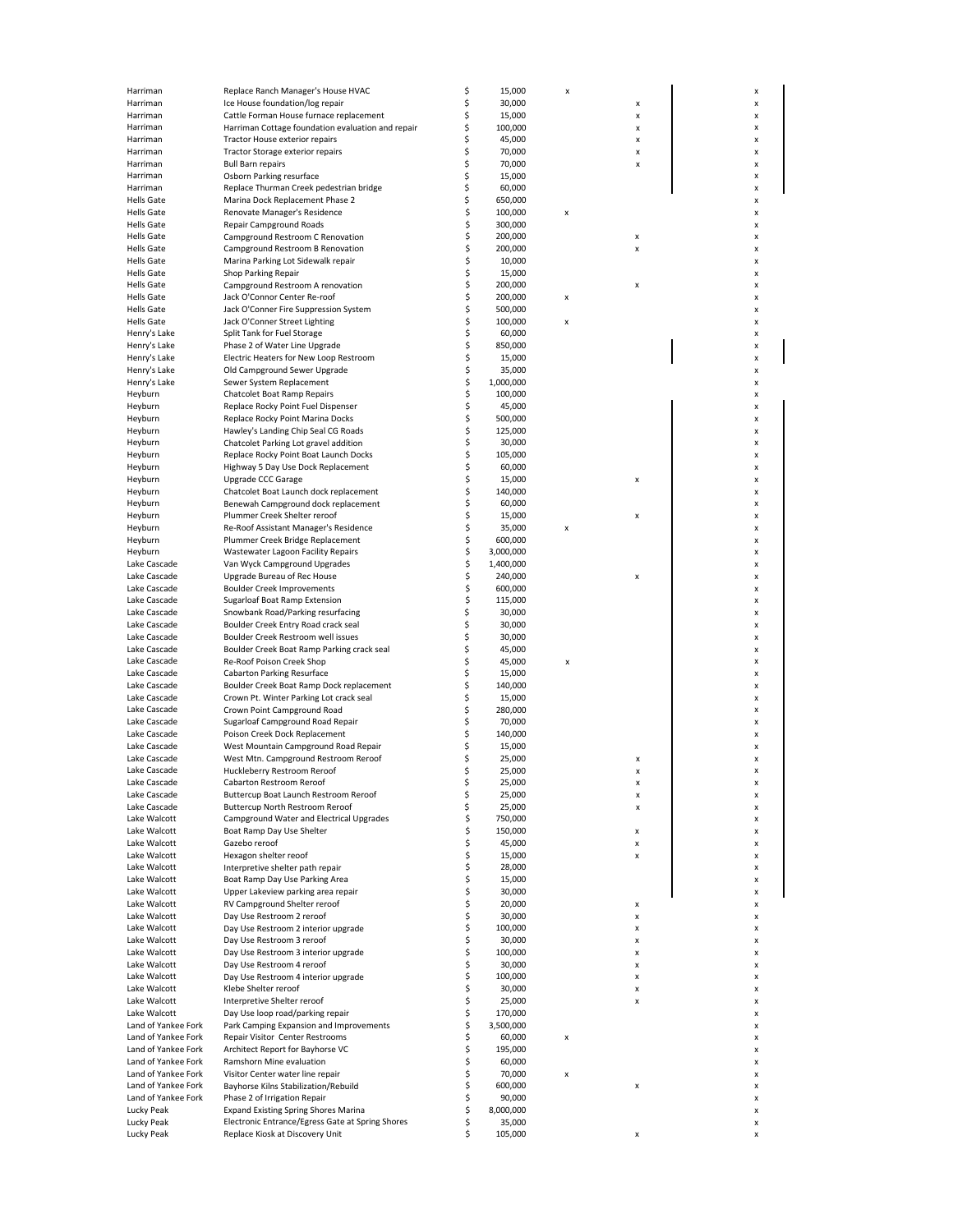| | | | | | |
|---|---|---|---|---|---|
| Harriman | Replace Ranch Manager's House HVAC | $ 15,000 | x | | x |
| Harriman | Ice House foundation/log repair | $ 30,000 | | x | x |
| Harriman | Cattle Forman House furnace replacement | $ 15,000 | | x | x |
| Harriman | Harriman Cottage foundation evaluation and repair | $ 100,000 | | x | x |
| Harriman | Tractor House exterior repairs | $ 45,000 | | x | x |
| Harriman | Tractor Storage exterior repairs | $ 70,000 | | x | x |
| Harriman | Bull Barn repairs | $ 70,000 | | x | x |
| Harriman | Osborn Parking resurface | $ 15,000 | | | x |
| Harriman | Replace Thurman Creek pedestrian bridge | $ 60,000 | | | x |
| Hells Gate | Marina Dock Replacement Phase 2 | $ 650,000 | | | x |
| Hells Gate | Renovate Manager's Residence | $ 100,000 | x | | x |
| Hells Gate | Repair Campground Roads | $ 300,000 | | | x |
| Hells Gate | Campground Restroom C Renovation | $ 200,000 | | x | x |
| Hells Gate | Campground Restroom B Renovation | $ 200,000 | | x | x |
| Hells Gate | Marina Parking Lot Sidewalk repair | $ 10,000 | | | x |
| Hells Gate | Shop Parking Repair | $ 15,000 | | | x |
| Hells Gate | Campground Restroom A renovation | $ 200,000 | | x | x |
| Hells Gate | Jack O'Connor Center Re-roof | $ 200,000 | x | | x |
| Hells Gate | Jack O'Conner Fire Suppression System | $ 500,000 | | | x |
| Hells Gate | Jack O'Conner Street Lighting | $ 100,000 | x | | x |
| Henry's Lake | Split Tank for Fuel Storage | $ 60,000 | | | x |
| Henry's Lake | Phase 2 of Water Line Upgrade | $ 850,000 | | | x |
| Henry's Lake | Electric Heaters for New Loop Restroom | $ 15,000 | | | x |
| Henry's Lake | Old Campground Sewer Upgrade | $ 35,000 | | | x |
| Henry's Lake | Sewer System Replacement | $ 1,000,000 | | | x |
| Heyburn | Chatcolet Boat Ramp Repairs | $ 100,000 | | | x |
| Heyburn | Replace Rocky Point Fuel Dispenser | $ 45,000 | | | x |
| Heyburn | Replace Rocky Point Marina Docks | $ 500,000 | | | x |
| Heyburn | Hawley's Landing Chip Seal CG Roads | $ 125,000 | | | x |
| Heyburn | Chatcolet Parking Lot gravel addition | $ 30,000 | | | x |
| Heyburn | Replace Rocky Point Boat Launch Docks | $ 105,000 | | | x |
| Heyburn | Highway 5 Day Use Dock Replacement | $ 60,000 | | | x |
| Heyburn | Upgrade CCC Garage | $ 15,000 | | x | x |
| Heyburn | Chatcolet Boat Launch dock replacement | $ 140,000 | | | x |
| Heyburn | Benewah Campground dock replacement | $ 60,000 | | | x |
| Heyburn | Plummer Creek Shelter reroof | $ 15,000 | | x | x |
| Heyburn | Re-Roof Assistant Manager's Residence | $ 35,000 | x | | x |
| Heyburn | Plummer Creek Bridge Replacement | $ 600,000 | | | x |
| Heyburn | Wastewater Lagoon Facility Repairs | $ 3,000,000 | | | x |
| Lake Cascade | Van Wyck Campground Upgrades | $ 1,400,000 | | | x |
| Lake Cascade | Upgrade Bureau of Rec House | $ 240,000 | | x | x |
| Lake Cascade | Boulder Creek Improvements | $ 600,000 | | | x |
| Lake Cascade | Sugarloaf Boat Ramp Extension | $ 115,000 | | | x |
| Lake Cascade | Snowbank Road/Parking resurfacing | $ 30,000 | | | x |
| Lake Cascade | Boulder Creek Entry Road crack seal | $ 30,000 | | | x |
| Lake Cascade | Boulder Creek Restroom well issues | $ 30,000 | | | x |
| Lake Cascade | Boulder Creek Boat Ramp Parking crack seal | $ 45,000 | | | x |
| Lake Cascade | Re-Roof Poison Creek Shop | $ 45,000 | x | | x |
| Lake Cascade | Cabarton Parking Resurface | $ 15,000 | | | x |
| Lake Cascade | Boulder Creek Boat Ramp Dock replacement | $ 140,000 | | | x |
| Lake Cascade | Crown Pt. Winter Parking Lot crack seal | $ 15,000 | | | x |
| Lake Cascade | Crown Point Campground Road | $ 280,000 | | | x |
| Lake Cascade | Sugarloaf Campground Road Repair | $ 70,000 | | | x |
| Lake Cascade | Poison Creek Dock Replacement | $ 140,000 | | | x |
| Lake Cascade | West Mountain Campground Road Repair | $ 15,000 | | | x |
| Lake Cascade | West Mtn. Campground Restroom Reroof | $ 25,000 | | x | x |
| Lake Cascade | Huckleberry Restroom Reroof | $ 25,000 | | x | x |
| Lake Cascade | Cabarton Restroom Reroof | $ 25,000 | | x | x |
| Lake Cascade | Buttercup Boat Launch Restroom Reroof | $ 25,000 | | x | x |
| Lake Cascade | Buttercup North Restroom Reroof | $ 25,000 | | x | x |
| Lake Walcott | Campground Water and Electrical Upgrades | $ 750,000 | | | x |
| Lake Walcott | Boat Ramp Day Use Shelter | $ 150,000 | | x | x |
| Lake Walcott | Gazebo reroof | $ 45,000 | | x | x |
| Lake Walcott | Hexagon shelter reroof | $ 15,000 | | x | x |
| Lake Walcott | Interpretive shelter path repair | $ 28,000 | | | x |
| Lake Walcott | Boat Ramp Day Use Parking Area | $ 15,000 | | | x |
| Lake Walcott | Upper Lakeview parking area repair | $ 30,000 | | | x |
| Lake Walcott | RV Campground Shelter reroof | $ 20,000 | | x | x |
| Lake Walcott | Day Use Restroom 2 reroof | $ 30,000 | | x | x |
| Lake Walcott | Day Use Restroom 2 interior upgrade | $ 100,000 | | x | x |
| Lake Walcott | Day Use Restroom 3 reroof | $ 30,000 | | x | x |
| Lake Walcott | Day Use Restroom 3 interior upgrade | $ 100,000 | | x | x |
| Lake Walcott | Day Use Restroom 4 reroof | $ 30,000 | | x | x |
| Lake Walcott | Day Use Restroom 4 interior upgrade | $ 100,000 | | x | x |
| Lake Walcott | Klebe Shelter reroof | $ 30,000 | | x | x |
| Lake Walcott | Interpretive Shelter reroof | $ 25,000 | | x | x |
| Lake Walcott | Day Use loop road/parking repair | $ 170,000 | | | x |
| Land of Yankee Fork | Park Camping Expansion and Improvements | $ 3,500,000 | | | x |
| Land of Yankee Fork | Repair Visitor Center Restrooms | $ 60,000 | x | | x |
| Land of Yankee Fork | Architect Report for Bayhorse VC | $ 195,000 | | | x |
| Land of Yankee Fork | Ramshorn Mine evaluation | $ 60,000 | | | x |
| Land of Yankee Fork | Visitor Center water line repair | $ 70,000 | x | | x |
| Land of Yankee Fork | Bayhorse Kilns Stabilization/Rebuild | $ 600,000 | | x | x |
| Land of Yankee Fork | Phase 2 of Irrigation Repair | $ 90,000 | | | x |
| Lucky Peak | Expand Existing Spring Shores Marina | $ 8,000,000 | | | x |
| Lucky Peak | Electronic Entrance/Egress Gate at Spring Shores | $ 35,000 | | | x |
| Lucky Peak | Replace Kiosk at Discovery Unit | $ 105,000 | | x | x |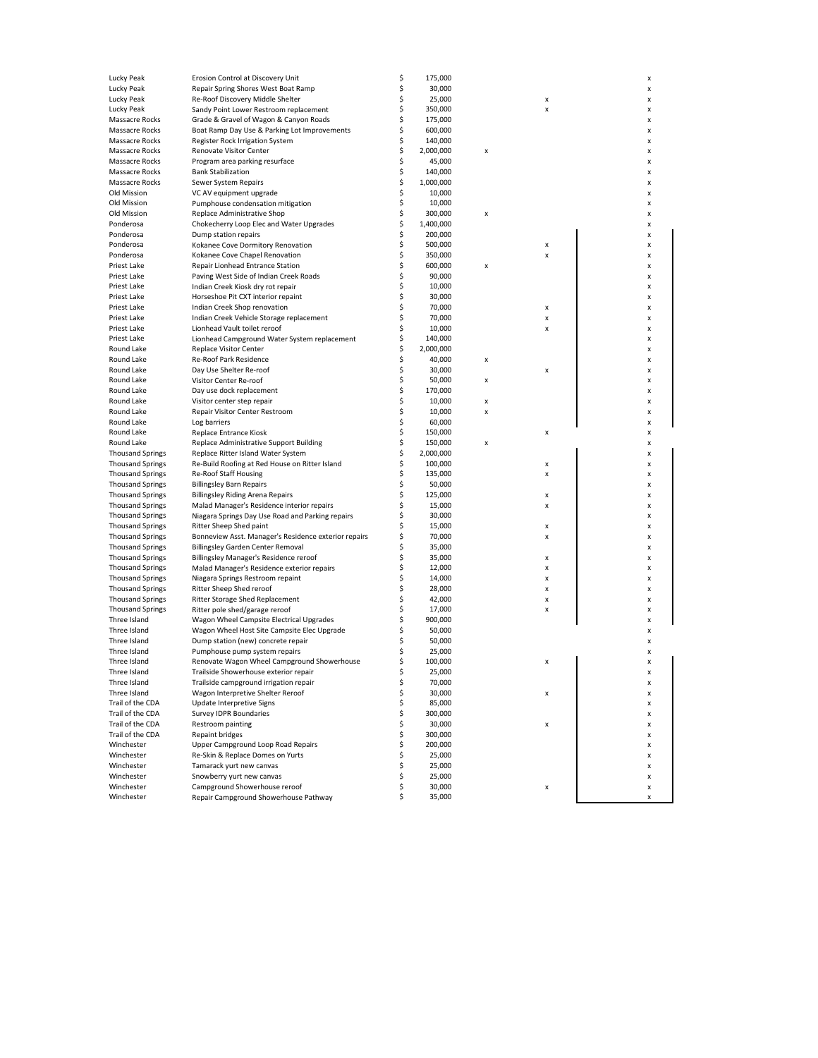| | | | | | | |
|---|---|---|---|---|---|---|
| Lucky Peak | Erosion Control at Discovery Unit | $ | 175,000 | | | x |
| Lucky Peak | Repair Spring Shores West Boat Ramp | $ | 30,000 | | | x |
| Lucky Peak | Re-Roof Discovery Middle Shelter | $ | 25,000 | | x | x |
| Lucky Peak | Sandy Point Lower Restroom replacement | $ | 350,000 | | x | x |
| Massacre Rocks | Grade & Gravel of Wagon & Canyon Roads | $ | 175,000 | | | x |
| Massacre Rocks | Boat Ramp Day Use & Parking Lot Improvements | $ | 600,000 | | | x |
| Massacre Rocks | Register Rock Irrigation System | $ | 140,000 | | | x |
| Massacre Rocks | Renovate Visitor Center | $ | 2,000,000 | x | | x |
| Massacre Rocks | Program area parking resurface | $ | 45,000 | | | x |
| Massacre Rocks | Bank Stabilization | $ | 140,000 | | | x |
| Massacre Rocks | Sewer System Repairs | $ | 1,000,000 | | | x |
| Old Mission | VC AV equipment upgrade | $ | 10,000 | | | x |
| Old Mission | Pumphouse condensation mitigation | $ | 10,000 | | | x |
| Old Mission | Replace Administrative Shop | $ | 300,000 | x | | x |
| Ponderosa | Chokecherry Loop Elec and Water Upgrades | $ | 1,400,000 | | | x |
| Ponderosa | Dump station repairs | $ | 200,000 | | | x |
| Ponderosa | Kokanee Cove Dormitory Renovation | $ | 500,000 | | x | x |
| Ponderosa | Kokanee Cove Chapel Renovation | $ | 350,000 | | x | x |
| Priest Lake | Repair Lionhead Entrance Station | $ | 600,000 | x | | x |
| Priest Lake | Paving West Side of Indian Creek Roads | $ | 90,000 | | | x |
| Priest Lake | Indian Creek Kiosk dry rot repair | $ | 10,000 | | | x |
| Priest Lake | Horseshoe Pit CXT interior repaint | $ | 30,000 | | | x |
| Priest Lake | Indian Creek Shop renovation | $ | 70,000 | | x | x |
| Priest Lake | Indian Creek Vehicle Storage replacement | $ | 70,000 | | x | x |
| Priest Lake | Lionhead Vault toilet reroof | $ | 10,000 | | x | x |
| Priest Lake | Lionhead Campground Water System replacement | $ | 140,000 | | | x |
| Round Lake | Replace Visitor Center | $ | 2,000,000 | | | x |
| Round Lake | Re-Roof Park Residence | $ | 40,000 | x | | x |
| Round Lake | Day Use Shelter Re-roof | $ | 30,000 | | x | x |
| Round Lake | Visitor Center Re-roof | $ | 50,000 | x | | x |
| Round Lake | Day use dock replacement | $ | 170,000 | | | x |
| Round Lake | Visitor center step repair | $ | 10,000 | x | | x |
| Round Lake | Repair Visitor Center Restroom | $ | 10,000 | x | | x |
| Round Lake | Log barriers | $ | 60,000 | | | x |
| Round Lake | Replace Entrance Kiosk | $ | 150,000 | | x | x |
| Round Lake | Replace Administrative Support Building | $ | 150,000 | x | | x |
| Thousand Springs | Replace Ritter Island Water System | $ | 2,000,000 | | | x |
| Thousand Springs | Re-Build Roofing at Red House on Ritter Island | $ | 100,000 | | x | x |
| Thousand Springs | Re-Roof Staff Housing | $ | 135,000 | | x | x |
| Thousand Springs | Billingsley Barn Repairs | $ | 50,000 | | | x |
| Thousand Springs | Billingsley Riding Arena Repairs | $ | 125,000 | | x | x |
| Thousand Springs | Malad Manager's Residence interior repairs | $ | 15,000 | | x | x |
| Thousand Springs | Niagara Springs Day Use Road and Parking repairs | $ | 30,000 | | | x |
| Thousand Springs | Ritter Sheep Shed paint | $ | 15,000 | | x | x |
| Thousand Springs | Bonneview Asst. Manager's Residence exterior repairs | $ | 70,000 | | x | x |
| Thousand Springs | Billingsley Garden Center Removal | $ | 35,000 | | | x |
| Thousand Springs | Billingsley Manager's Residence reroof | $ | 35,000 | | x | x |
| Thousand Springs | Malad Manager's Residence exterior repairs | $ | 12,000 | | x | x |
| Thousand Springs | Niagara Springs Restroom repaint | $ | 14,000 | | x | x |
| Thousand Springs | Ritter Sheep Shed reroof | $ | 28,000 | | x | x |
| Thousand Springs | Ritter Storage Shed Replacement | $ | 42,000 | | x | x |
| Thousand Springs | Ritter pole shed/garage reroof | $ | 17,000 | | x | x |
| Three Island | Wagon Wheel Campsite Electrical Upgrades | $ | 900,000 | | | x |
| Three Island | Wagon Wheel Host Site Campsite Elec Upgrade | $ | 50,000 | | | x |
| Three Island | Dump station (new) concrete repair | $ | 50,000 | | | x |
| Three Island | Pumphouse pump system repairs | $ | 25,000 | | | x |
| Three Island | Renovate Wagon Wheel Campground Showerhouse | $ | 100,000 | | x | x |
| Three Island | Trailside Showerhouse exterior repair | $ | 25,000 | | | x |
| Three Island | Trailside campground irrigation repair | $ | 70,000 | | | x |
| Three Island | Wagon Interpretive Shelter Reroof | $ | 30,000 | | x | x |
| Trail of the CDA | Update Interpretive Signs | $ | 85,000 | | | x |
| Trail of the CDA | Survey IDPR Boundaries | $ | 300,000 | | | x |
| Trail of the CDA | Restroom painting | $ | 30,000 | | x | x |
| Trail of the CDA | Repaint bridges | $ | 300,000 | | | x |
| Winchester | Upper Campground Loop Road Repairs | $ | 200,000 | | | x |
| Winchester | Re-Skin & Replace Domes on Yurts | $ | 25,000 | | | x |
| Winchester | Tamarack yurt new canvas | $ | 25,000 | | | x |
| Winchester | Snowberry yurt new canvas | $ | 25,000 | | | x |
| Winchester | Campground Showerhouse reroof | $ | 30,000 | | x | x |
| Winchester | Repair Campground Showerhouse Pathway | $ | 35,000 | | | x |